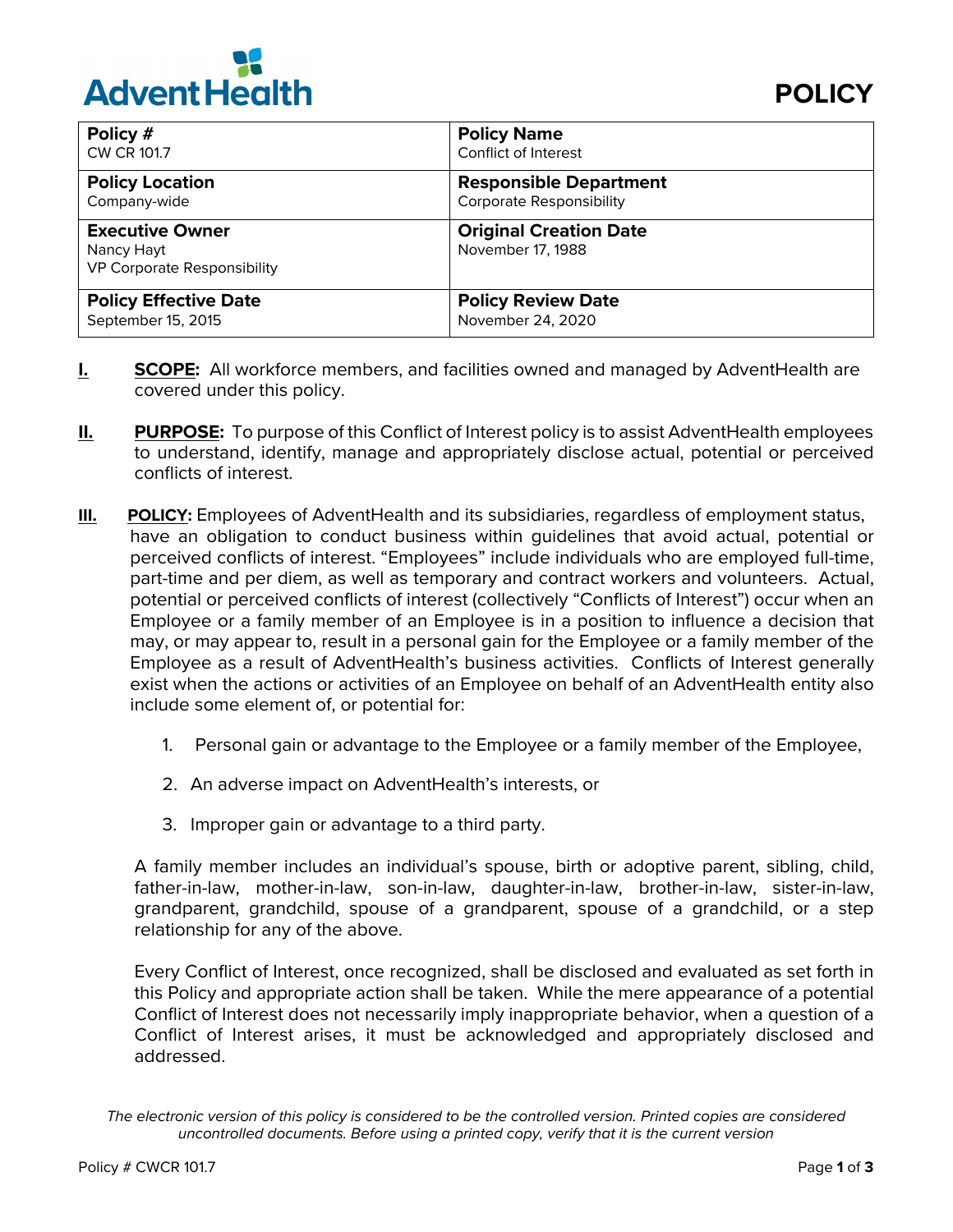AdventHealth

# POLICY

| Policy # | Policy Name |
|---|---|
| CW CR 101.7 | Conflict of Interest |
| **Policy Location** | **Responsible Department** |
| Company-wide | Corporate Responsibility |
| **Executive Owner** | **Original Creation Date** |
| Nancy Hayt<br>VP Corporate Responsibility | November 17, 1988 |
| **Policy Effective Date** | **Policy Review Date** |
| September 15, 2015 | November 24, 2020 |

**I.** **SCOPE:** All workforce members, and facilities owned and managed by AdventHealth are covered under this policy.

**II.** **PURPOSE:** To purpose of this Conflict of Interest policy is to assist AdventHealth employees to understand, identify, manage and appropriately disclose actual, potential or perceived conflicts of interest.

**III.** **POLICY:** Employees of AdventHealth and its subsidiaries, regardless of employment status, have an obligation to conduct business within guidelines that avoid actual, potential or perceived conflicts of interest. "Employees" include individuals who are employed full-time, part-time and per diem, as well as temporary and contract workers and volunteers. Actual, potential or perceived conflicts of interest (collectively "Conflicts of Interest") occur when an Employee or a family member of an Employee is in a position to influence a decision that may, or may appear to, result in a personal gain for the Employee or a family member of the Employee as a result of AdventHealth's business activities. Conflicts of Interest generally exist when the actions or activities of an Employee on behalf of an AdventHealth entity also include some element of, or potential for:

1. Personal gain or advantage to the Employee or a family member of the Employee,
2. An adverse impact on AdventHealth's interests, or
3. Improper gain or advantage to a third party.

A family member includes an individual's spouse, birth or adoptive parent, sibling, child, father-in-law, mother-in-law, son-in-law, daughter-in-law, brother-in-law, sister-in-law, grandparent, grandchild, spouse of a grandparent, spouse of a grandchild, or a step relationship for any of the above.

Every Conflict of Interest, once recognized, shall be disclosed and evaluated as set forth in this Policy and appropriate action shall be taken. While the mere appearance of a potential Conflict of Interest does not necessarily imply inappropriate behavior, when a question of a Conflict of Interest arises, it must be acknowledged and appropriately disclosed and addressed.

*The electronic version of this policy is considered to be the controlled version. Printed copies are considered uncontrolled documents. Before using a printed copy, verify that it is the current version*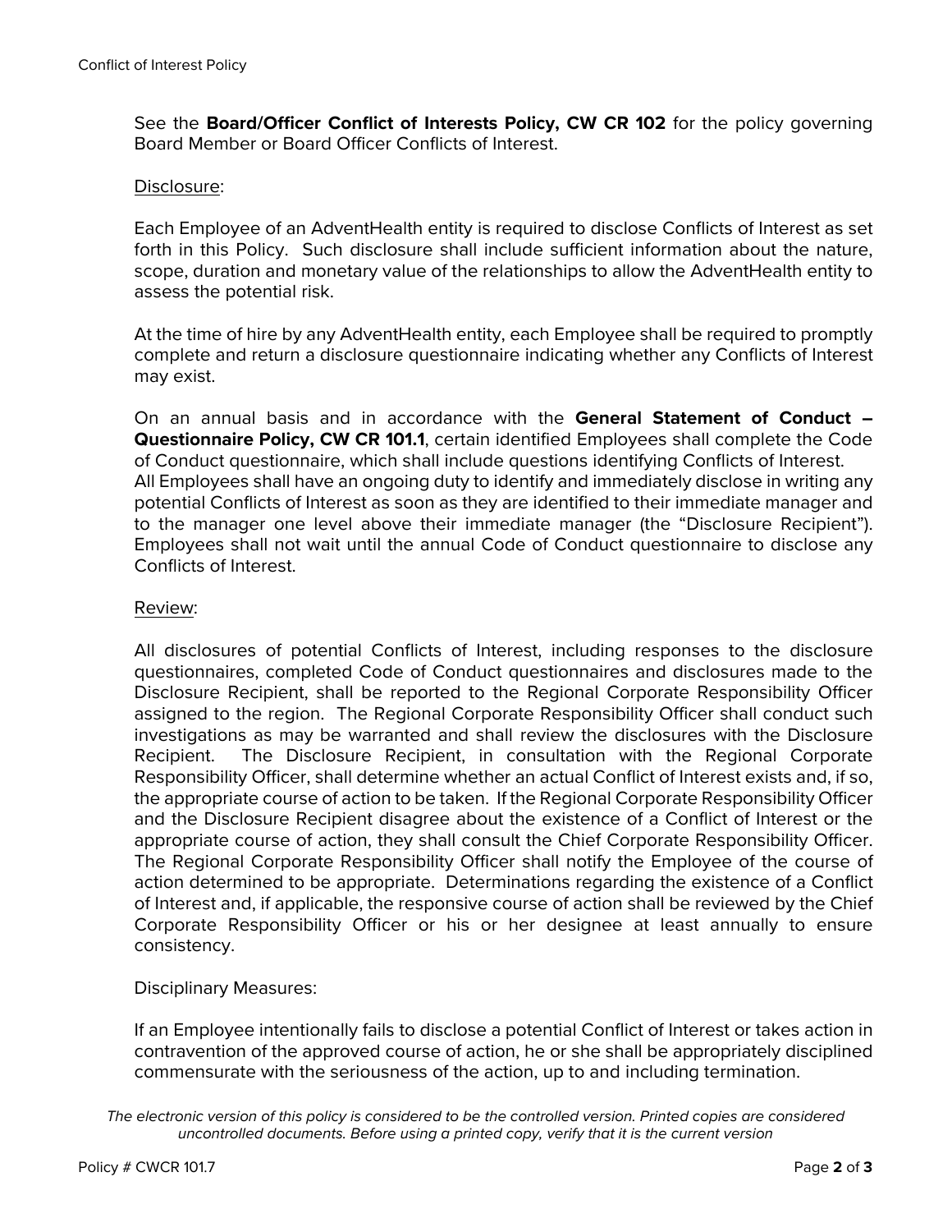See the **Board/Officer Conflict of Interests Policy, CW CR 102** for the policy governing Board Member or Board Officer Conflicts of Interest.

<u>Disclosure</u>:

Each Employee of an AdventHealth entity is required to disclose Conflicts of Interest as set forth in this Policy. Such disclosure shall include sufficient information about the nature, scope, duration and monetary value of the relationships to allow the AdventHealth entity to assess the potential risk.

At the time of hire by any AdventHealth entity, each Employee shall be required to promptly complete and return a disclosure questionnaire indicating whether any Conflicts of Interest may exist.

On an annual basis and in accordance with the **General Statement of Conduct – Questionnaire Policy, CW CR 101.1**, certain identified Employees shall complete the Code of Conduct questionnaire, which shall include questions identifying Conflicts of Interest. All Employees shall have an ongoing duty to identify and immediately disclose in writing any potential Conflicts of Interest as soon as they are identified to their immediate manager and to the manager one level above their immediate manager (the "Disclosure Recipient"). Employees shall not wait until the annual Code of Conduct questionnaire to disclose any Conflicts of Interest.

<u>Review</u>:

All disclosures of potential Conflicts of Interest, including responses to the disclosure questionnaires, completed Code of Conduct questionnaires and disclosures made to the Disclosure Recipient, shall be reported to the Regional Corporate Responsibility Officer assigned to the region. The Regional Corporate Responsibility Officer shall conduct such investigations as may be warranted and shall review the disclosures with the Disclosure Recipient. The Disclosure Recipient, in consultation with the Regional Corporate Responsibility Officer, shall determine whether an actual Conflict of Interest exists and, if so, the appropriate course of action to be taken. If the Regional Corporate Responsibility Officer and the Disclosure Recipient disagree about the existence of a Conflict of Interest or the appropriate course of action, they shall consult the Chief Corporate Responsibility Officer. The Regional Corporate Responsibility Officer shall notify the Employee of the course of action determined to be appropriate. Determinations regarding the existence of a Conflict of Interest and, if applicable, the responsive course of action shall be reviewed by the Chief Corporate Responsibility Officer or his or her designee at least annually to ensure consistency.

Disciplinary Measures:

If an Employee intentionally fails to disclose a potential Conflict of Interest or takes action in contravention of the approved course of action, he or she shall be appropriately disciplined commensurate with the seriousness of the action, up to and including termination.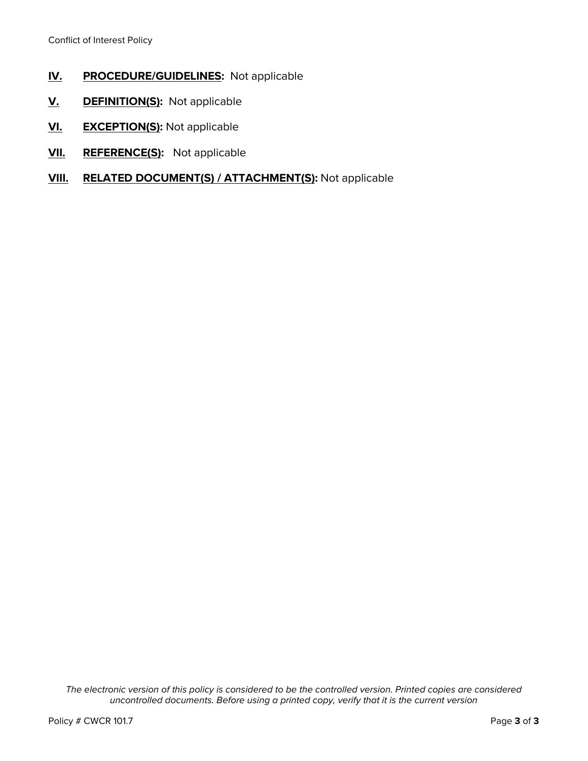**IV. PROCEDURE/GUIDELINES:** Not applicable

**V. DEFINITION(S):** Not applicable

**VI. EXCEPTION(S):** Not applicable

**VII. REFERENCE(S):** Not applicable

**VIII. RELATED DOCUMENT(S) / ATTACHMENT(S):** Not applicable

*The electronic version of this policy is considered to be the controlled version. Printed copies are considered uncontrolled documents. Before using a printed copy, verify that it is the current version*